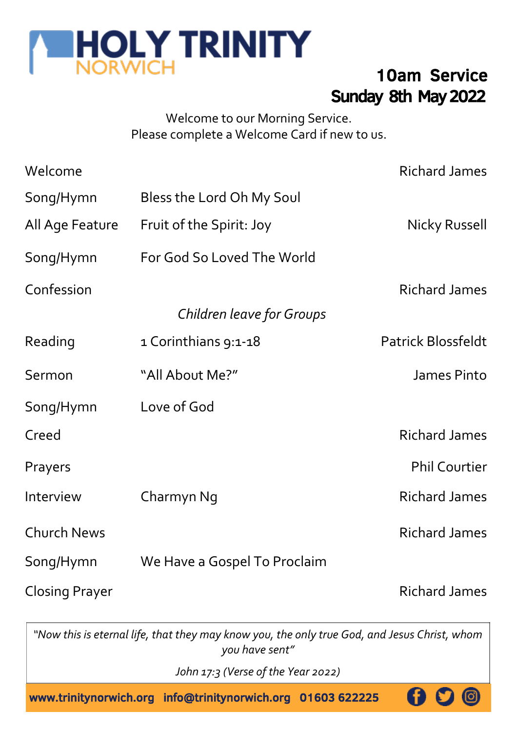# HOLY TRINITY NORWICH

## 10am Service
## Sunday 8th May 2022

Welcome to our Morning Service.
Please complete a Welcome Card if new to us.

| | | |
|---|---|---|
| Welcome | | Richard James |
| Song/Hymn | Bless the Lord Oh My Soul | |
| All Age Feature | Fruit of the Spirit: Joy | Nicky Russell |
| Song/Hymn | For God So Loved The World | |
| Confession | | Richard James |
| | *Children leave for Groups* | |
| Reading | 1 Corinthians 9:1-18 | Patrick Blossfeldt |
| Sermon | "All About Me?" | James Pinto |
| Song/Hymn | Love of God | |
| Creed | | Richard James |
| Prayers | | Phil Courtier |
| Interview | Charmyn Ng | Richard James |
| Church News | | Richard James |
| Song/Hymn | We Have a Gospel To Proclaim | |
| Closing Prayer | | Richard James |

*"Now this is eternal life, that they may know you, the only true God, and Jesus Christ, whom you have sent"*

*John 17:3 (Verse of the Year 2022)*

**www.trinitynorwich.org info@trinitynorwich.org 01603 622225**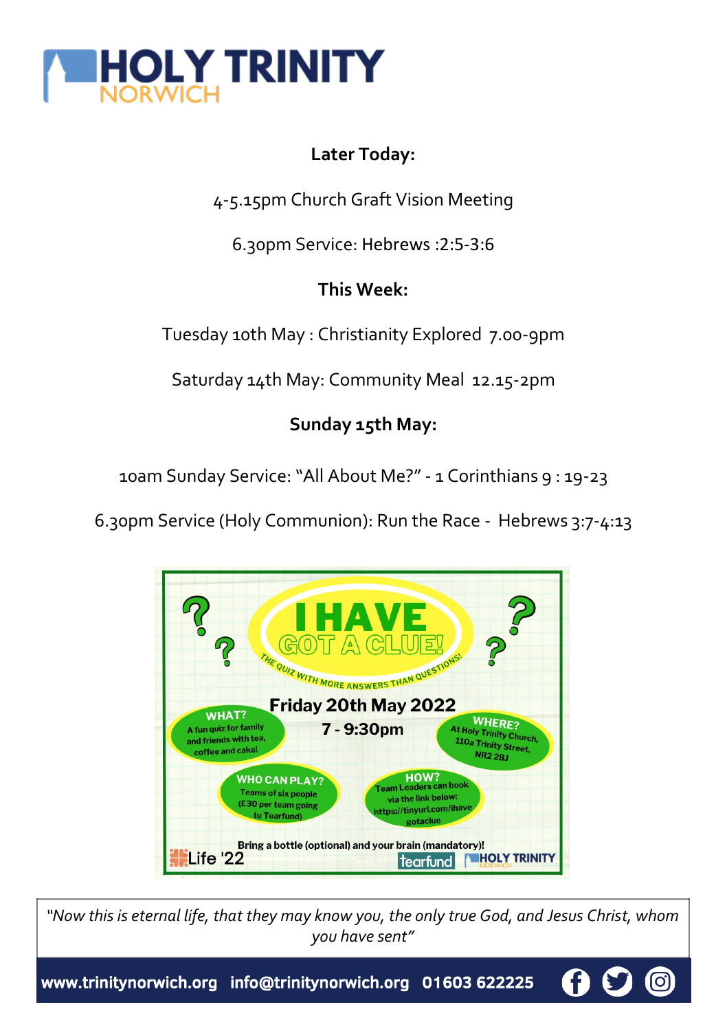# HOLY TRINITY NORWICH

**Later Today:**

4-5.15pm Church Graft Vision Meeting

6.30pm Service: Hebrews :2:5-3:6

**This Week:**

Tuesday 10th May : Christianity Explored 7.00-9pm

Saturday 14th May: Community Meal 12.15-2pm

**Sunday 15th May:**

10am Sunday Service: "All About Me?" - 1 Corinthians 9 : 19-23

6.30pm Service (Holy Communion): Run the Race - Hebrews 3:7-4:13

## I HAVE GOT A CLUE!

THE QUIZ WITH MORE ANSWERS THAN QUESTIONS!

**Friday 20th May 2022**

**7 - 9:30pm**

**WHAT?** A fun quiz for family and friends with tea, coffee and cake!

**WHERE?** At Holy Trinity Church, 110a Trinity Street, NR2 2BJ

**WHO CAN PLAY?** Teams of six people (£30 per team going to Tearfund)

**HOW?** Team Leaders can book via the link below: https://tinyurl.com/ihavegotaclue

Bring a bottle (optional) and your brain (mandatory)!

Life '22 tearfund HOLY TRINITY NORWICH

*"Now this is eternal life, that they may know you, the only true God, and Jesus Christ, whom you have sent"*

www.trinitynorwich.org info@trinitynorwich.org 01603 622225